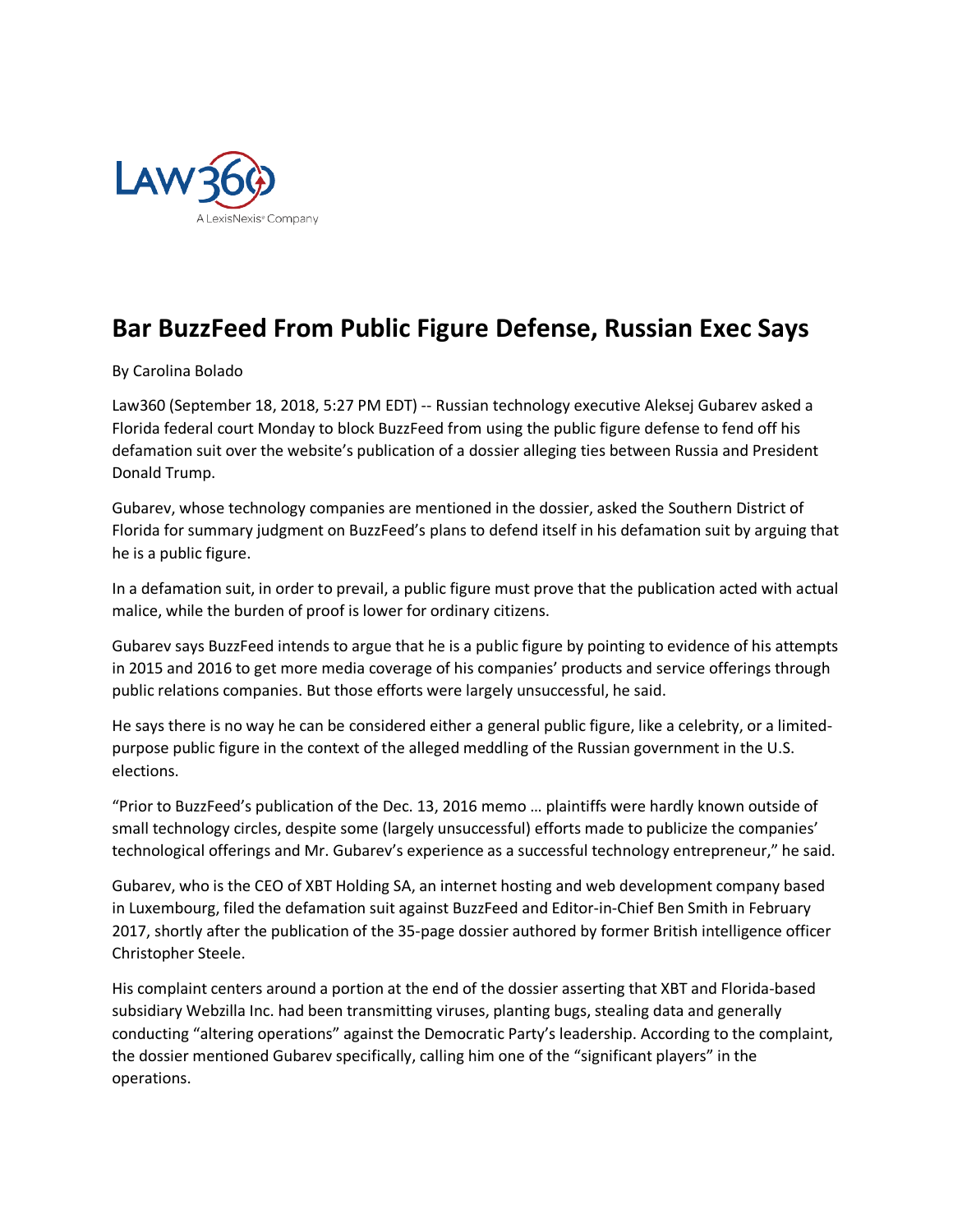# Bar BuzzFeed From Public Figure Defense, Russian Exec Says

By Carolina Bolado

Law360 (September 18, 2018, 5:27 PM EDT) -- Russian technology executive Aleksej Gubarev asked a Florida federal court Monday to block BuzzFeed from using the public figure defense to fend off his defamation suit over the website's publication of a dossier alleging ties between Russia and President Donald Trump.

Gubarev, whose technology companies are mentioned in the dossier, asked the Southern District of Florida for summary judgment on BuzzFeed's plans to defend itself in his defamation suit by arguing that he is a public figure.

In a defamation suit, in order to prevail, a public figure must prove that the publication acted with actual malice, while the burden of proof is lower for ordinary citizens.

Gubarev says BuzzFeed intends to argue that he is a public figure by pointing to evidence of his attempts in 2015 and 2016 to get more media coverage of his companies' products and service offerings through public relations companies. But those efforts were largely unsuccessful, he said.

He says there is no way he can be considered either a general public figure, like a celebrity, or a limited-purpose public figure in the context of the alleged meddling of the Russian government in the U.S. elections.

"Prior to BuzzFeed's publication of the Dec. 13, 2016 memo … plaintiffs were hardly known outside of small technology circles, despite some (largely unsuccessful) efforts made to publicize the companies' technological offerings and Mr. Gubarev's experience as a successful technology entrepreneur," he said.

Gubarev, who is the CEO of XBT Holding SA, an internet hosting and web development company based in Luxembourg, filed the defamation suit against BuzzFeed and Editor-in-Chief Ben Smith in February 2017, shortly after the publication of the 35-page dossier authored by former British intelligence officer Christopher Steele.

His complaint centers around a portion at the end of the dossier asserting that XBT and Florida-based subsidiary Webzilla Inc. had been transmitting viruses, planting bugs, stealing data and generally conducting "altering operations" against the Democratic Party's leadership. According to the complaint, the dossier mentioned Gubarev specifically, calling him one of the "significant players" in the operations.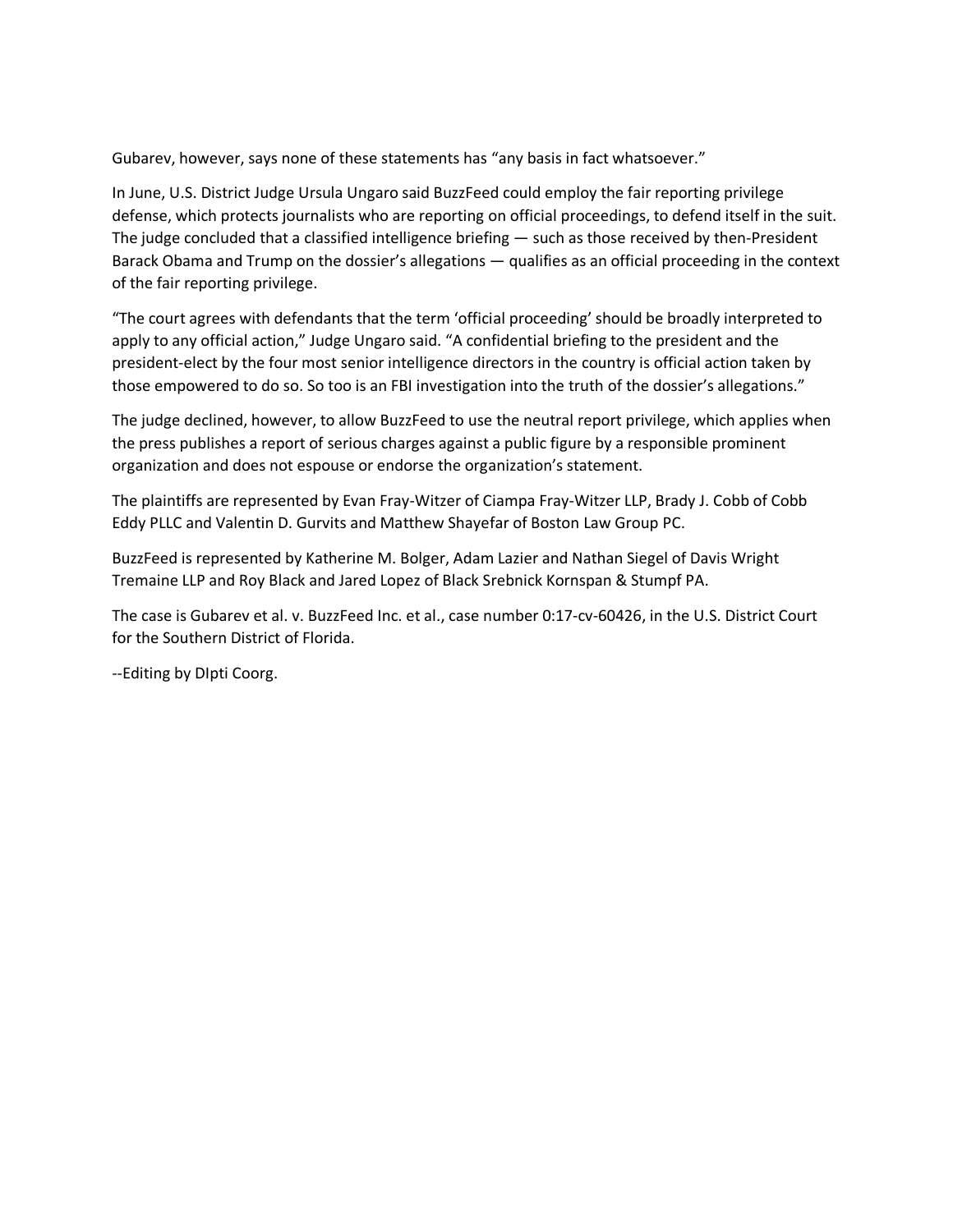Gubarev, however, says none of these statements has “any basis in fact whatsoever.”

In June, U.S. District Judge Ursula Ungaro said BuzzFeed could employ the fair reporting privilege defense, which protects journalists who are reporting on official proceedings, to defend itself in the suit. The judge concluded that a classified intelligence briefing — such as those received by then-President Barack Obama and Trump on the dossier’s allegations — qualifies as an official proceeding in the context of the fair reporting privilege.

“The court agrees with defendants that the term ‘official proceeding’ should be broadly interpreted to apply to any official action,” Judge Ungaro said. “A confidential briefing to the president and the president-elect by the four most senior intelligence directors in the country is official action taken by those empowered to do so. So too is an FBI investigation into the truth of the dossier’s allegations.”

The judge declined, however, to allow BuzzFeed to use the neutral report privilege, which applies when the press publishes a report of serious charges against a public figure by a responsible prominent organization and does not espouse or endorse the organization’s statement.

The plaintiffs are represented by Evan Fray-Witzer of Ciampa Fray-Witzer LLP, Brady J. Cobb of Cobb Eddy PLLC and Valentin D. Gurvits and Matthew Shayefar of Boston Law Group PC.

BuzzFeed is represented by Katherine M. Bolger, Adam Lazier and Nathan Siegel of Davis Wright Tremaine LLP and Roy Black and Jared Lopez of Black Srebnick Kornspan & Stumpf PA.

The case is Gubarev et al. v. BuzzFeed Inc. et al., case number 0:17-cv-60426, in the U.S. District Court for the Southern District of Florida.

--Editing by DIpti Coorg.